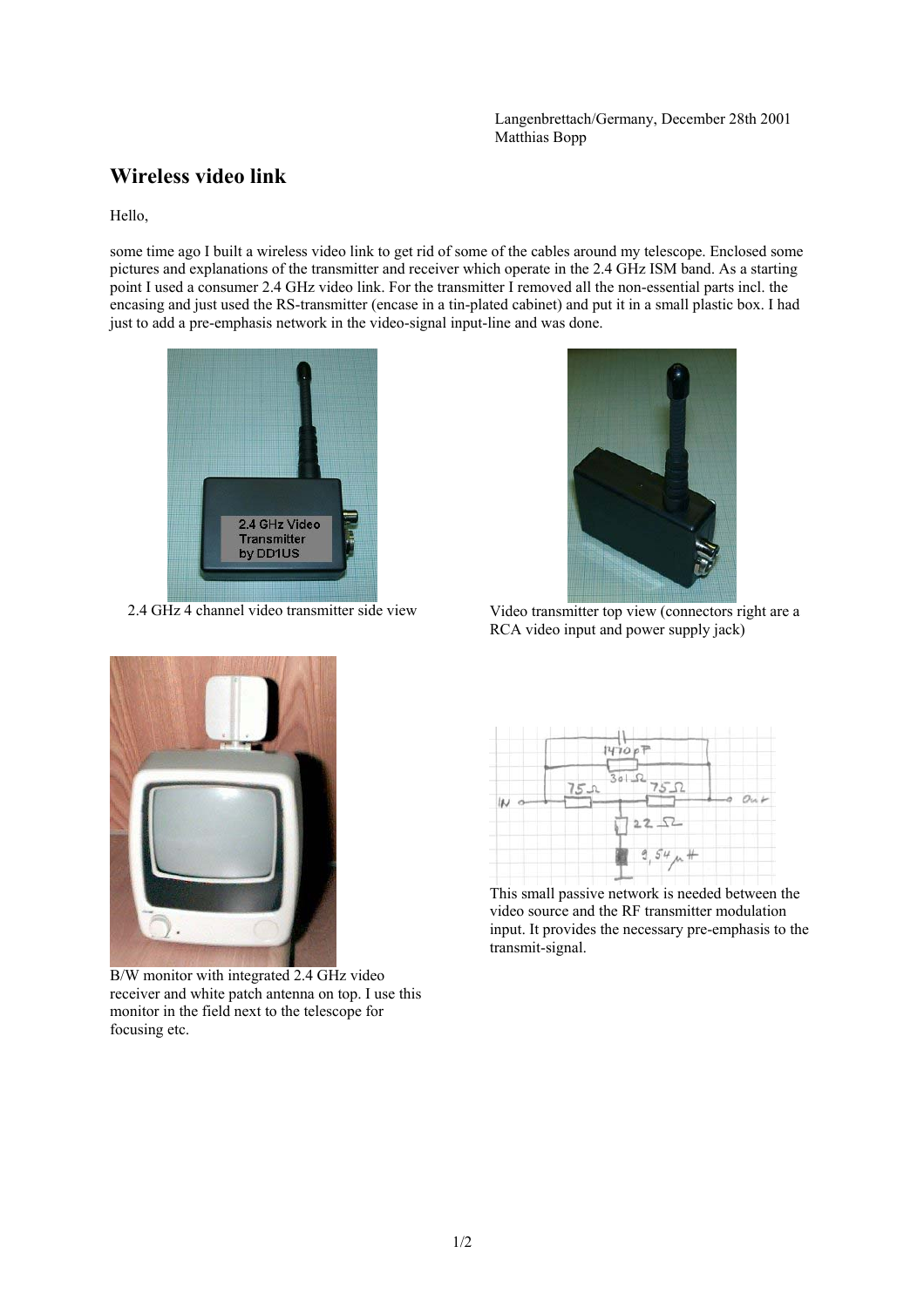Langenbrettach/Germany, December 28th 2001
Matthias Bopp

# Wireless video link

Hello,

some time ago I built a wireless video link to get rid of some of the cables around my telescope. Enclosed some pictures and explanations of the transmitter and receiver which operate in the 2.4 GHz ISM band. As a starting point I used a consumer 2.4 GHz video link. For the transmitter I removed all the non-essential parts incl. the encasing and just used the RS-transmitter (encase in a tin-plated cabinet) and put it in a small plastic box. I had just to add a pre-emphasis network in the video-signal input-line and was done.

2.4 GHz 4 channel video transmitter side view

Video transmitter top view (connectors right are a RCA video input and power supply jack)

B/W monitor with integrated 2.4 GHz video receiver and white patch antenna on top. I use this monitor in the field next to the telescope for focusing etc.

This small passive network is needed between the video source and the RF transmitter modulation input. It provides the necessary pre-emphasis to the transmit-signal.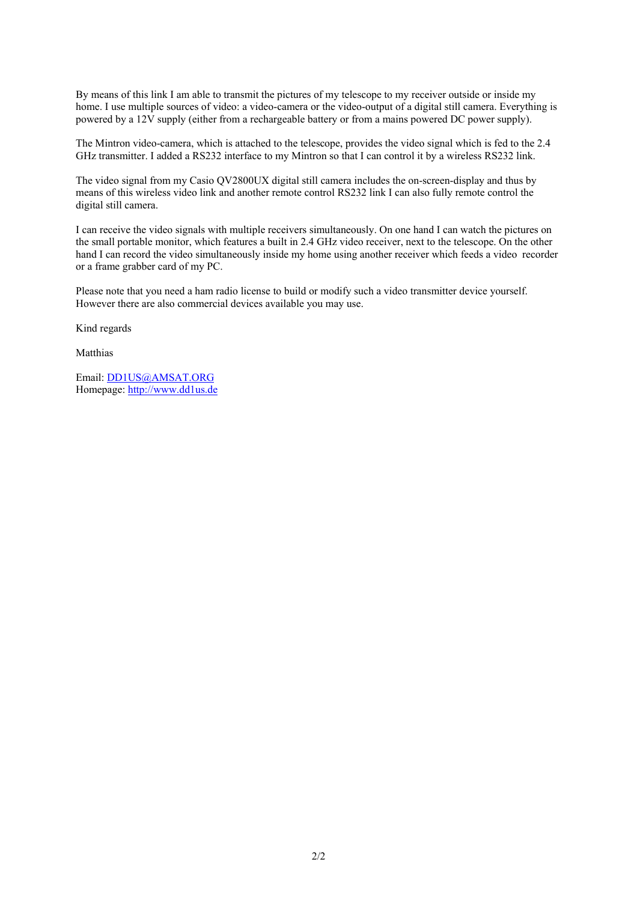By means of this link I am able to transmit the pictures of my telescope to my receiver outside or inside my home. I use multiple sources of video: a video-camera or the video-output of a digital still camera. Everything is powered by a 12V supply (either from a rechargeable battery or from a mains powered DC power supply).

The Mintron video-camera, which is attached to the telescope, provides the video signal which is fed to the 2.4 GHz transmitter. I added a RS232 interface to my Mintron so that I can control it by a wireless RS232 link.

The video signal from my Casio QV2800UX digital still camera includes the on-screen-display and thus by means of this wireless video link and another remote control RS232 link I can also fully remote control the digital still camera.

I can receive the video signals with multiple receivers simultaneously. On one hand I can watch the pictures on the small portable monitor, which features a built in 2.4 GHz video receiver, next to the telescope. On the other hand I can record the video simultaneously inside my home using another receiver which feeds a video recorder or a frame grabber card of my PC.

Please note that you need a ham radio license to build or modify such a video transmitter device yourself. However there are also commercial devices available you may use.

Kind regards

Matthias

Email: [DD1US@AMSAT.ORG](mailto:DD1US@AMSAT.ORG)
Homepage: [http://www.dd1us.de](http://www.dd1us.de)